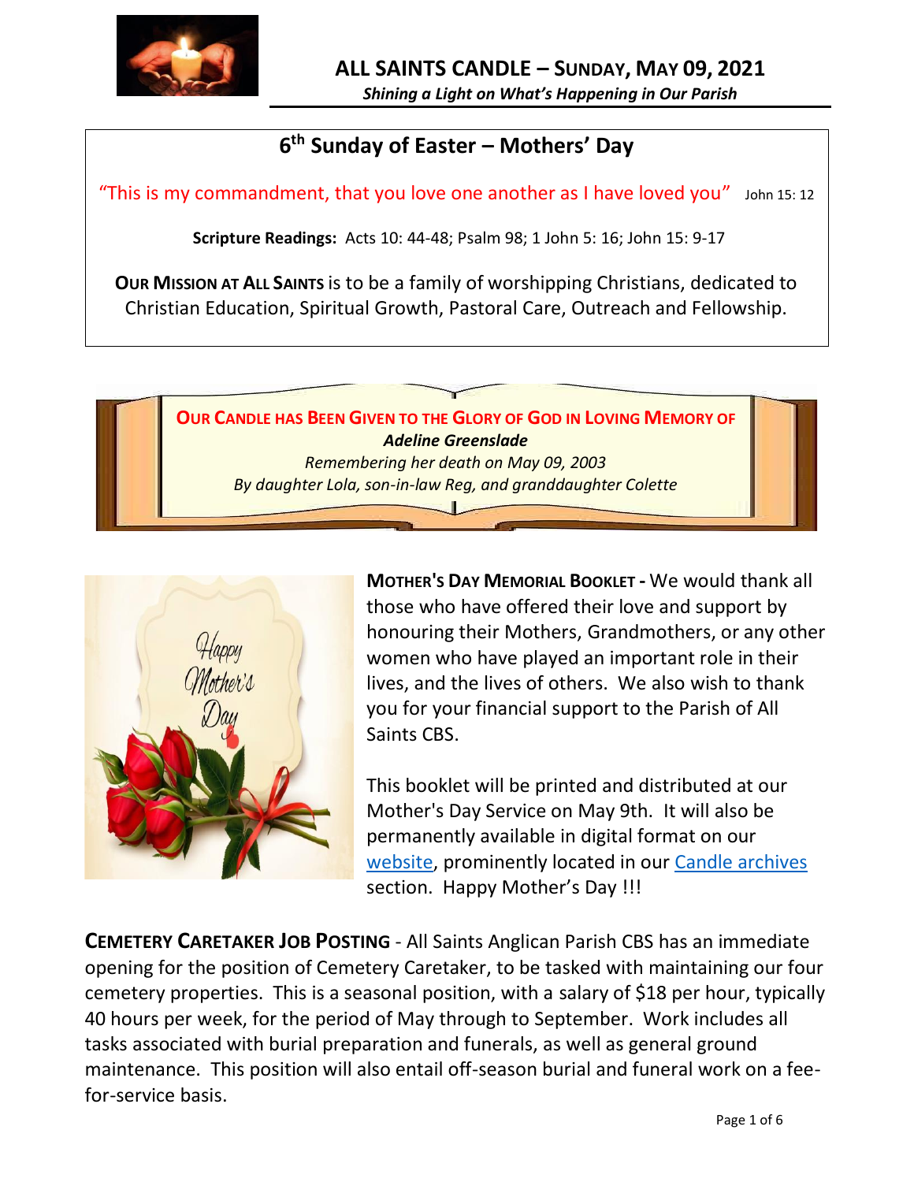# ALL SAINTS CANDLE – SUNDAY, MAY 09, 2021

*Shining a Light on What's Happening in Our Parish*

## 6th Sunday of Easter – Mothers' Day

"This is my commandment, that you love one another as I have loved you" John 15: 12

**Scripture Readings:** Acts 10: 44-48; Psalm 98; 1 John 5: 16; John 15: 9-17

**OUR MISSION AT ALL SAINTS** is to be a family of worshipping Christians, dedicated to Christian Education, Spiritual Growth, Pastoral Care, Outreach and Fellowship.

**OUR CANDLE HAS BEEN GIVEN TO THE GLORY OF GOD IN LOVING MEMORY OF**

***Adeline Greenslade***

*Remembering her death on May 09, 2003*

*By daughter Lola, son-in-law Reg, and granddaughter Colette*

**MOTHER'S DAY MEMORIAL BOOKLET -** We would thank all those who have offered their love and support by honouring their Mothers, Grandmothers, or any other women who have played an important role in their lives, and the lives of others. We also wish to thank you for your financial support to the Parish of All Saints CBS.

This booklet will be printed and distributed at our Mother's Day Service on May 9th. It will also be permanently available in digital format on our website, prominently located in our Candle archives section. Happy Mother's Day !!!

**CEMETERY CARETAKER JOB POSTING** - All Saints Anglican Parish CBS has an immediate opening for the position of Cemetery Caretaker, to be tasked with maintaining our four cemetery properties. This is a seasonal position, with a salary of $18 per hour, typically 40 hours per week, for the period of May through to September. Work includes all tasks associated with burial preparation and funerals, as well as general ground maintenance. This position will also entail off-season burial and funeral work on a fee-for-service basis.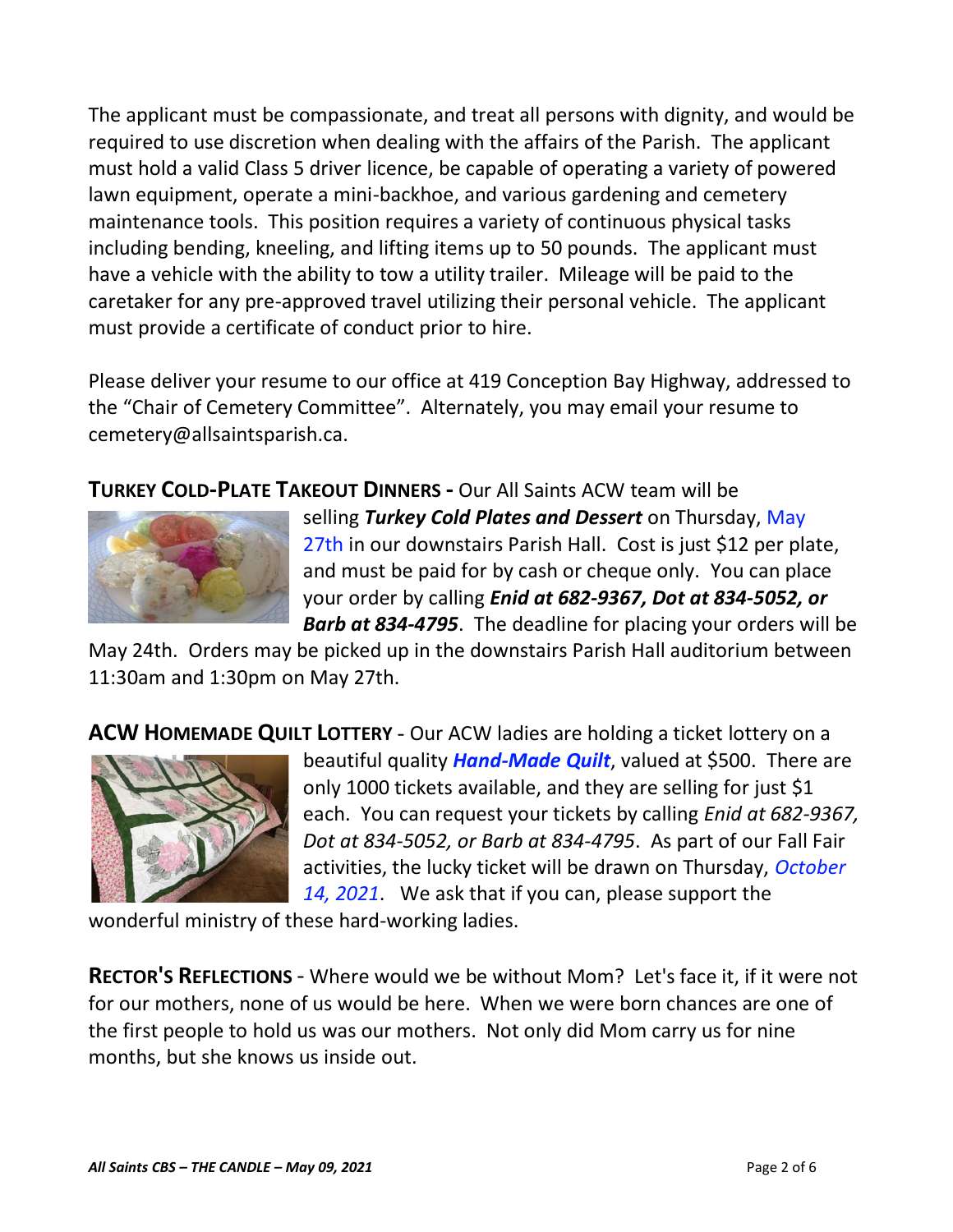The applicant must be compassionate, and treat all persons with dignity, and would be required to use discretion when dealing with the affairs of the Parish. The applicant must hold a valid Class 5 driver licence, be capable of operating a variety of powered lawn equipment, operate a mini-backhoe, and various gardening and cemetery maintenance tools. This position requires a variety of continuous physical tasks including bending, kneeling, and lifting items up to 50 pounds. The applicant must have a vehicle with the ability to tow a utility trailer. Mileage will be paid to the caretaker for any pre-approved travel utilizing their personal vehicle. The applicant must provide a certificate of conduct prior to hire.

Please deliver your resume to our office at 419 Conception Bay Highway, addressed to the "Chair of Cemetery Committee". Alternately, you may email your resume to cemetery@allsaintsparish.ca.

**TURKEY COLD-PLATE TAKEOUT DINNERS -** Our All Saints ACW team will be selling ***Turkey Cold Plates and Dessert*** on Thursday, May 27th in our downstairs Parish Hall. Cost is just $12 per plate, and must be paid for by cash or cheque only. You can place your order by calling ***Enid at 682-9367, Dot at 834-5052, or Barb at 834-4795***. The deadline for placing your orders will be May 24th. Orders may be picked up in the downstairs Parish Hall auditorium between 11:30am and 1:30pm on May 27th.

**ACW HOMEMADE QUILT LOTTERY** - Our ACW ladies are holding a ticket lottery on a beautiful quality ***Hand-Made Quilt***, valued at $500. There are only 1000 tickets available, and they are selling for just $1 each. You can request your tickets by calling *Enid at 682-9367, Dot at 834-5052, or Barb at 834-4795*. As part of our Fall Fair activities, the lucky ticket will be drawn on Thursday, *October 14, 2021*. We ask that if you can, please support the wonderful ministry of these hard-working ladies.

**RECTOR'S REFLECTIONS** - Where would we be without Mom? Let's face it, if it were not for our mothers, none of us would be here. When we were born chances are one of the first people to hold us was our mothers. Not only did Mom carry us for nine months, but she knows us inside out.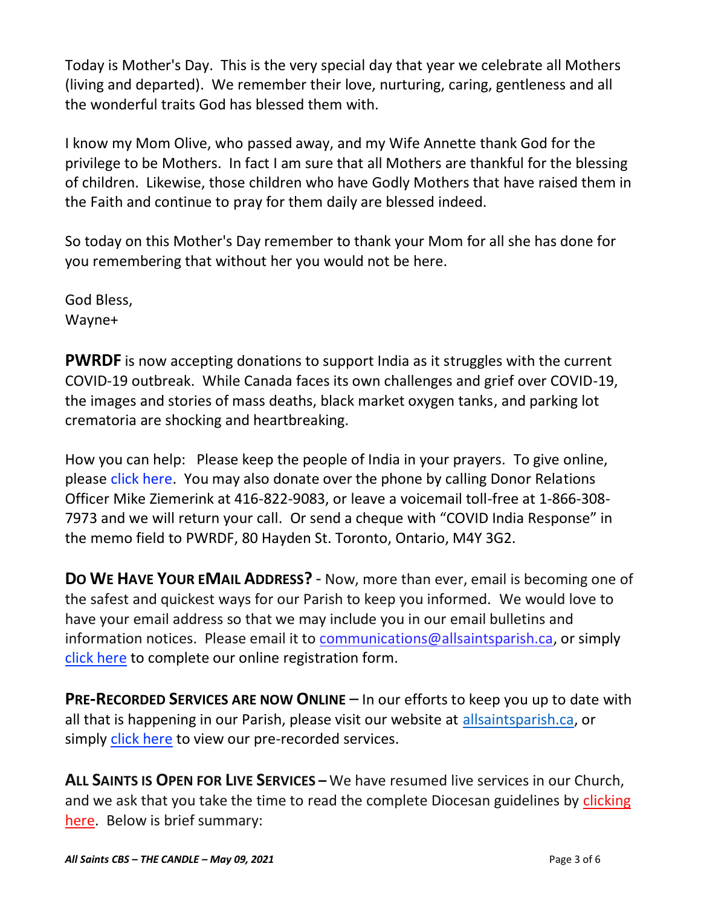Today is Mother's Day. This is the very special day that year we celebrate all Mothers (living and departed). We remember their love, nurturing, caring, gentleness and all the wonderful traits God has blessed them with.

I know my Mom Olive, who passed away, and my Wife Annette thank God for the privilege to be Mothers. In fact I am sure that all Mothers are thankful for the blessing of children. Likewise, those children who have Godly Mothers that have raised them in the Faith and continue to pray for them daily are blessed indeed.

So today on this Mother's Day remember to thank your Mom for all she has done for you remembering that without her you would not be here.

God Bless,
Wayne+

**PWRDF** is now accepting donations to support India as it struggles with the current COVID-19 outbreak. While Canada faces its own challenges and grief over COVID-19, the images and stories of mass deaths, black market oxygen tanks, and parking lot crematoria are shocking and heartbreaking.

How you can help: Please keep the people of India in your prayers. To give online, please click here. You may also donate over the phone by calling Donor Relations Officer Mike Ziemerink at 416-822-9083, or leave a voicemail toll-free at 1-866-308-7973 and we will return your call. Or send a cheque with "COVID India Response" in the memo field to PWRDF, 80 Hayden St. Toronto, Ontario, M4Y 3G2.

**DO WE HAVE YOUR EMAIL ADDRESS?** - Now, more than ever, email is becoming one of the safest and quickest ways for our Parish to keep you informed. We would love to have your email address so that we may include you in our email bulletins and information notices. Please email it to communications@allsaintsparish.ca, or simply click here to complete our online registration form.

**PRE-RECORDED SERVICES ARE NOW ONLINE** – In our efforts to keep you up to date with all that is happening in our Parish, please visit our website at allsaintsparish.ca, or simply click here to view our pre-recorded services.

**ALL SAINTS IS OPEN FOR LIVE SERVICES –** We have resumed live services in our Church, and we ask that you take the time to read the complete Diocesan guidelines by clicking here. Below is brief summary: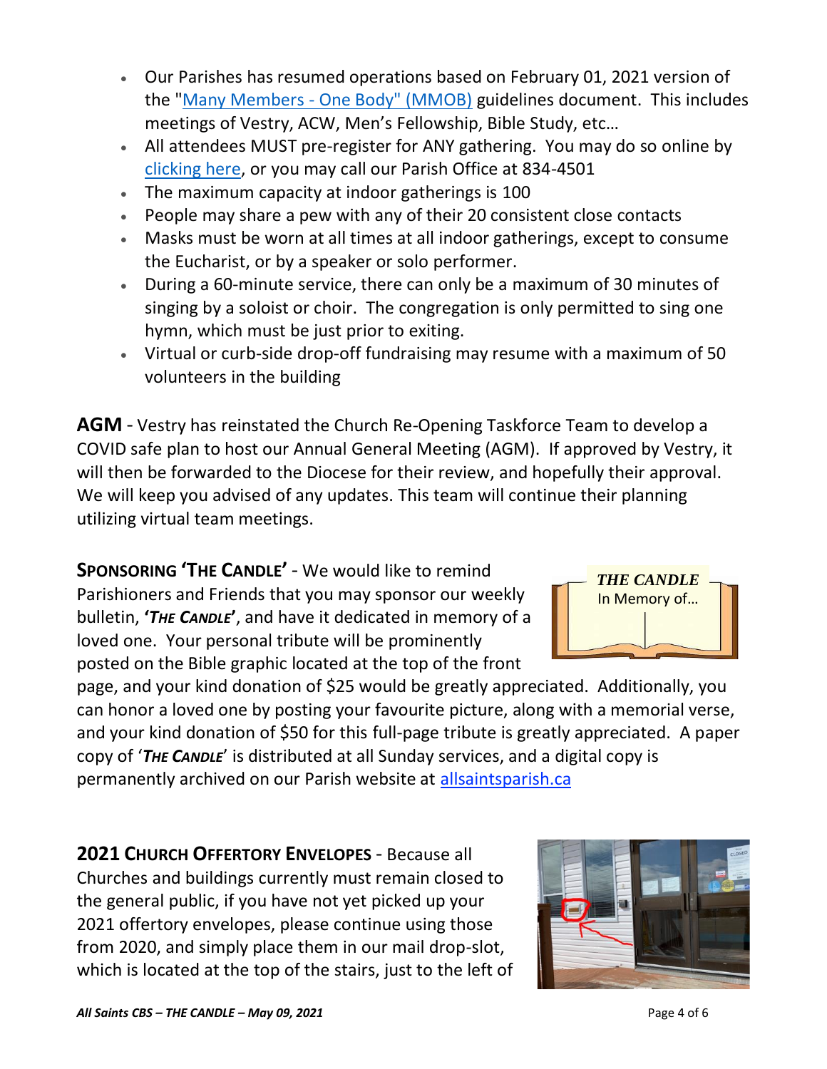- Our Parishes has resumed operations based on February 01, 2021 version of the "[Many Members - One Body" (MMOB)](#) guidelines document. This includes meetings of Vestry, ACW, Men's Fellowship, Bible Study, etc…
- All attendees MUST pre-register for ANY gathering. You may do so online by [clicking here](#), or you may call our Parish Office at 834-4501
- The maximum capacity at indoor gatherings is 100
- People may share a pew with any of their 20 consistent close contacts
- Masks must be worn at all times at all indoor gatherings, except to consume the Eucharist, or by a speaker or solo performer.
- During a 60-minute service, there can only be a maximum of 30 minutes of singing by a soloist or choir. The congregation is only permitted to sing one hymn, which must be just prior to exiting.
- Virtual or curb-side drop-off fundraising may resume with a maximum of 50 volunteers in the building

**AGM** - Vestry has reinstated the Church Re-Opening Taskforce Team to develop a COVID safe plan to host our Annual General Meeting (AGM). If approved by Vestry, it will then be forwarded to the Diocese for their review, and hopefully their approval. We will keep you advised of any updates. This team will continue their planning utilizing virtual team meetings.

**SPONSORING 'THE CANDLE'** - We would like to remind Parishioners and Friends that you may sponsor our weekly bulletin, ***'THE CANDLE'***, and have it dedicated in memory of a loved one. Your personal tribute will be prominently posted on the Bible graphic located at the top of the front page, and your kind donation of $25 would be greatly appreciated. Additionally, you can honor a loved one by posting your favourite picture, along with a memorial verse, and your kind donation of $50 for this full-page tribute is greatly appreciated. A paper copy of '***THE CANDLE***' is distributed at all Sunday services, and a digital copy is permanently archived on our Parish website at [allsaintsparish.ca](#)

***THE CANDLE***
In Memory of…

**2021 CHURCH OFFERTORY ENVELOPES** - Because all Churches and buildings currently must remain closed to the general public, if you have not yet picked up your 2021 offertory envelopes, please continue using those from 2020, and simply place them in our mail drop-slot, which is located at the top of the stairs, just to the left of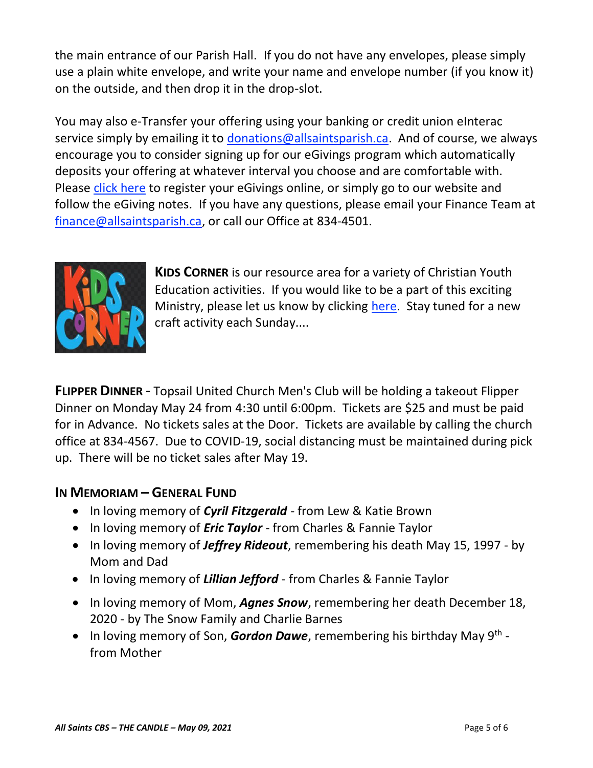the main entrance of our Parish Hall. If you do not have any envelopes, please simply use a plain white envelope, and write your name and envelope number (if you know it) on the outside, and then drop it in the drop-slot.

You may also e-Transfer your offering using your banking or credit union eInterac service simply by emailing it to donations@allsaintsparish.ca. And of course, we always encourage you to consider signing up for our eGivings program which automatically deposits your offering at whatever interval you choose and are comfortable with. Please click here to register your eGivings online, or simply go to our website and follow the eGiving notes. If you have any questions, please email your Finance Team at finance@allsaintsparish.ca, or call our Office at 834-4501.

**KIDS CORNER** is our resource area for a variety of Christian Youth Education activities. If you would like to be a part of this exciting Ministry, please let us know by clicking here. Stay tuned for a new craft activity each Sunday....

**FLIPPER DINNER** - Topsail United Church Men's Club will be holding a takeout Flipper Dinner on Monday May 24 from 4:30 until 6:00pm. Tickets are $25 and must be paid for in Advance. No tickets sales at the Door. Tickets are available by calling the church office at 834-4567. Due to COVID-19, social distancing must be maintained during pick up. There will be no ticket sales after May 19.

## IN MEMORIAM – GENERAL FUND

- In loving memory of ***Cyril Fitzgerald*** - from Lew & Katie Brown
- In loving memory of ***Eric Taylor*** - from Charles & Fannie Taylor
- In loving memory of ***Jeffrey Rideout***, remembering his death May 15, 1997 - by Mom and Dad
- In loving memory of ***Lillian Jefford*** - from Charles & Fannie Taylor
- In loving memory of Mom, ***Agnes Snow***, remembering her death December 18, 2020 - by The Snow Family and Charlie Barnes
- In loving memory of Son, ***Gordon Dawe***, remembering his birthday May 9th - from Mother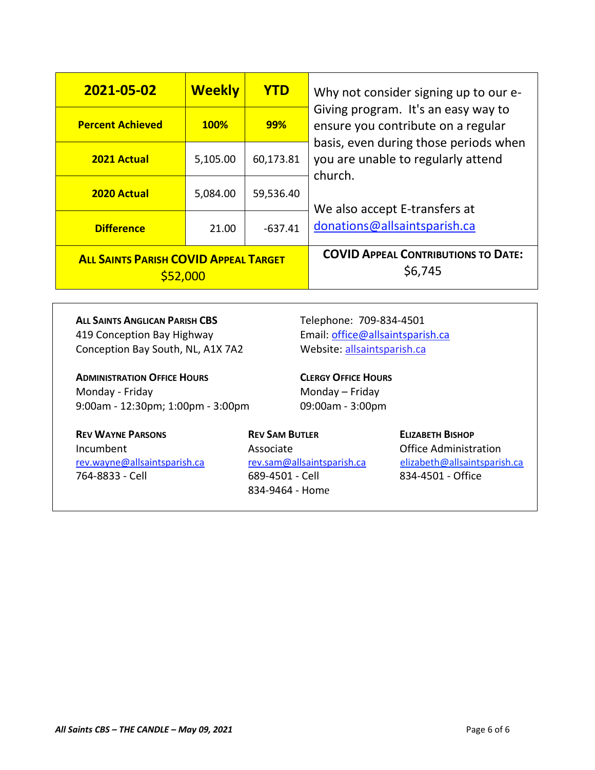| 2021-05-02 | Weekly | YTD |
| --- | --- | --- |
| **Percent Achieved** | **100%** | **99%** |
| **2021 Actual** | 5,105.00 | 60,173.81 |
| **2020 Actual** | 5,084.00 | 59,536.40 |
| **Difference** | 21.00 | -637.41 |

Why not consider signing up to our e-Giving program. It's an easy way to ensure you contribute on a regular basis, even during those periods when you are unable to regularly attend church.

We also accept E-transfers at donations@allsaintsparish.ca

**ALL SAINTS PARISH COVID APPEAL TARGET**
$52,000

**COVID APPEAL CONTRIBUTIONS TO DATE:**
$6,745

**ALL SAINTS ANGLICAN PARISH CBS**
419 Conception Bay Highway
Conception Bay South, NL, A1X 7A2

Telephone: 709-834-4501
Email: office@allsaintsparish.ca
Website: allsaintsparish.ca

**ADMINISTRATION OFFICE HOURS**
Monday - Friday
9:00am - 12:30pm; 1:00pm - 3:00pm

**CLERGY OFFICE HOURS**
Monday – Friday
09:00am - 3:00pm

**REV WAYNE PARSONS**
Incumbent
rev.wayne@allsaintsparish.ca
764-8833 - Cell

**REV SAM BUTLER**
Associate
rev.sam@allsaintsparish.ca
689-4501 - Cell
834-9464 - Home

**ELIZABETH BISHOP**
Office Administration
elizabeth@allsaintsparish.ca
834-4501 - Office